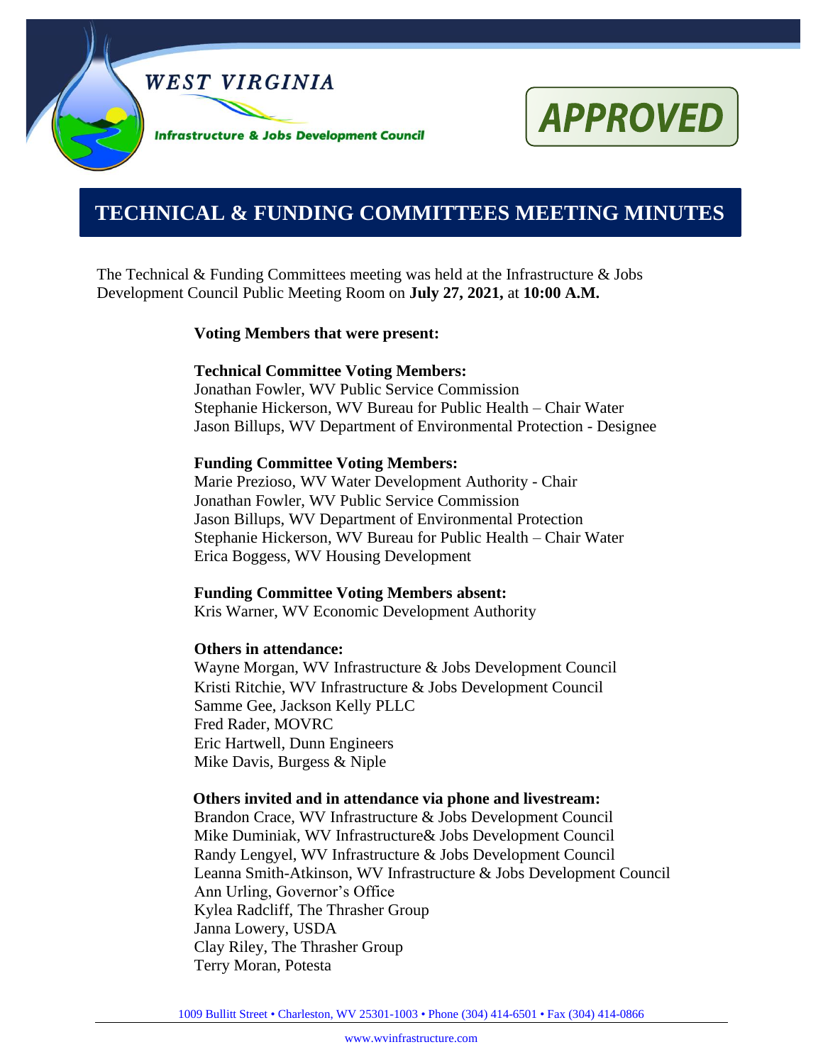WEST VIRGINIA

Infrastructure & Jobs Development Council

**APPROVED**

# TECHNICAL & FUNDING COMMITTEES MEETING MINUTES

The Technical & Funding Committees meeting was held at the Infrastructure & Jobs Development Council Public Meeting Room on **July 27, 2021,** at **10:00 A.M.**

**Voting Members that were present:**

**Technical Committee Voting Members:**
Jonathan Fowler, WV Public Service Commission
Stephanie Hickerson, WV Bureau for Public Health – Chair Water
Jason Billups, WV Department of Environmental Protection - Designee

**Funding Committee Voting Members:**
Marie Prezioso, WV Water Development Authority - Chair
Jonathan Fowler, WV Public Service Commission
Jason Billups, WV Department of Environmental Protection
Stephanie Hickerson, WV Bureau for Public Health – Chair Water
Erica Boggess, WV Housing Development

**Funding Committee Voting Members absent:**
Kris Warner, WV Economic Development Authority

**Others in attendance:**
Wayne Morgan, WV Infrastructure & Jobs Development Council
Kristi Ritchie, WV Infrastructure & Jobs Development Council
Samme Gee, Jackson Kelly PLLC
Fred Rader, MOVRC
Eric Hartwell, Dunn Engineers
Mike Davis, Burgess & Niple

**Others invited and in attendance via phone and livestream:**
Brandon Crace, WV Infrastructure & Jobs Development Council
Mike Duminiak, WV Infrastructure& Jobs Development Council
Randy Lengyel, WV Infrastructure & Jobs Development Council
Leanna Smith-Atkinson, WV Infrastructure & Jobs Development Council
Ann Urling, Governor's Office
Kylea Radcliff, The Thrasher Group
Janna Lowery, USDA
Clay Riley, The Thrasher Group
Terry Moran, Potesta

1009 Bullitt Street • Charleston, WV 25301-1003 • Phone (304) 414-6501 • Fax (304) 414-0866

www.wvinfrastructure.com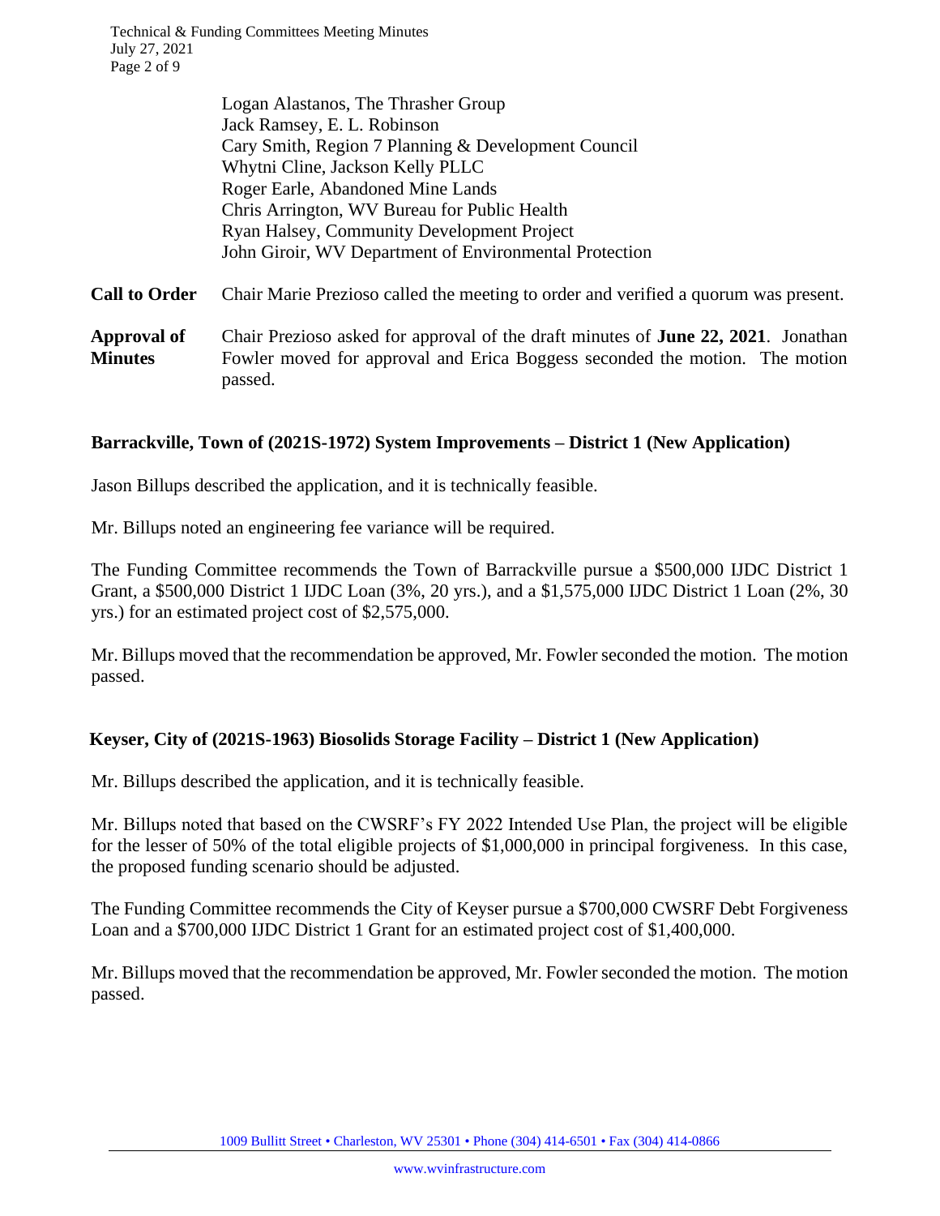Logan Alastanos, The Thrasher Group
Jack Ramsey, E. L. Robinson
Cary Smith, Region 7 Planning & Development Council
Whytni Cline, Jackson Kelly PLLC
Roger Earle, Abandoned Mine Lands
Chris Arrington, WV Bureau for Public Health
Ryan Halsey, Community Development Project
John Giroir, WV Department of Environmental Protection

**Call to Order** Chair Marie Prezioso called the meeting to order and verified a quorum was present.

**Approval of Minutes** Chair Prezioso asked for approval of the draft minutes of **June 22, 2021**. Jonathan Fowler moved for approval and Erica Boggess seconded the motion. The motion passed.

**Barrackville, Town of (2021S-1972) System Improvements – District 1 (New Application)**

Jason Billups described the application, and it is technically feasible.

Mr. Billups noted an engineering fee variance will be required.

The Funding Committee recommends the Town of Barrackville pursue a $500,000 IJDC District 1 Grant, a $500,000 District 1 IJDC Loan (3%, 20 yrs.), and a $1,575,000 IJDC District 1 Loan (2%, 30 yrs.) for an estimated project cost of $2,575,000.

Mr. Billups moved that the recommendation be approved, Mr. Fowler seconded the motion. The motion passed.

**Keyser, City of (2021S-1963) Biosolids Storage Facility – District 1 (New Application)**

Mr. Billups described the application, and it is technically feasible.

Mr. Billups noted that based on the CWSRF's FY 2022 Intended Use Plan, the project will be eligible for the lesser of 50% of the total eligible projects of $1,000,000 in principal forgiveness. In this case, the proposed funding scenario should be adjusted.

The Funding Committee recommends the City of Keyser pursue a $700,000 CWSRF Debt Forgiveness Loan and a $700,000 IJDC District 1 Grant for an estimated project cost of $1,400,000.

Mr. Billups moved that the recommendation be approved, Mr. Fowler seconded the motion. The motion passed.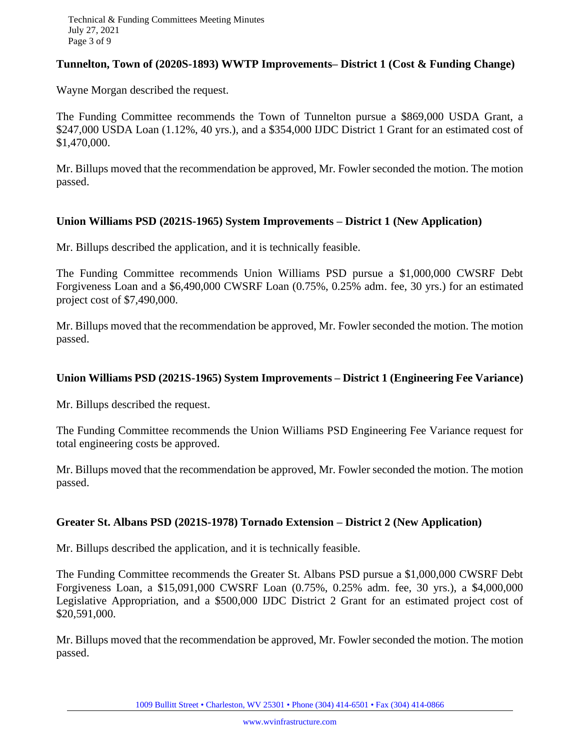**Tunnelton, Town of (2020S-1893) WWTP Improvements– District 1 (Cost & Funding Change)**

Wayne Morgan described the request.

The Funding Committee recommends the Town of Tunnelton pursue a $869,000 USDA Grant, a $247,000 USDA Loan (1.12%, 40 yrs.), and a $354,000 IJDC District 1 Grant for an estimated cost of $1,470,000.

Mr. Billups moved that the recommendation be approved, Mr. Fowler seconded the motion. The motion passed.

**Union Williams PSD (2021S-1965) System Improvements – District 1 (New Application)**

Mr. Billups described the application, and it is technically feasible.

The Funding Committee recommends Union Williams PSD pursue a $1,000,000 CWSRF Debt Forgiveness Loan and a $6,490,000 CWSRF Loan (0.75%, 0.25% adm. fee, 30 yrs.) for an estimated project cost of $7,490,000.

Mr. Billups moved that the recommendation be approved, Mr. Fowler seconded the motion. The motion passed.

**Union Williams PSD (2021S-1965) System Improvements – District 1 (Engineering Fee Variance)**

Mr. Billups described the request.

The Funding Committee recommends the Union Williams PSD Engineering Fee Variance request for total engineering costs be approved.

Mr. Billups moved that the recommendation be approved, Mr. Fowler seconded the motion. The motion passed.

**Greater St. Albans PSD (2021S-1978) Tornado Extension – District 2 (New Application)**

Mr. Billups described the application, and it is technically feasible.

The Funding Committee recommends the Greater St. Albans PSD pursue a $1,000,000 CWSRF Debt Forgiveness Loan, a $15,091,000 CWSRF Loan (0.75%, 0.25% adm. fee, 30 yrs.), a $4,000,000 Legislative Appropriation, and a $500,000 IJDC District 2 Grant for an estimated project cost of $20,591,000.

Mr. Billups moved that the recommendation be approved, Mr. Fowler seconded the motion. The motion passed.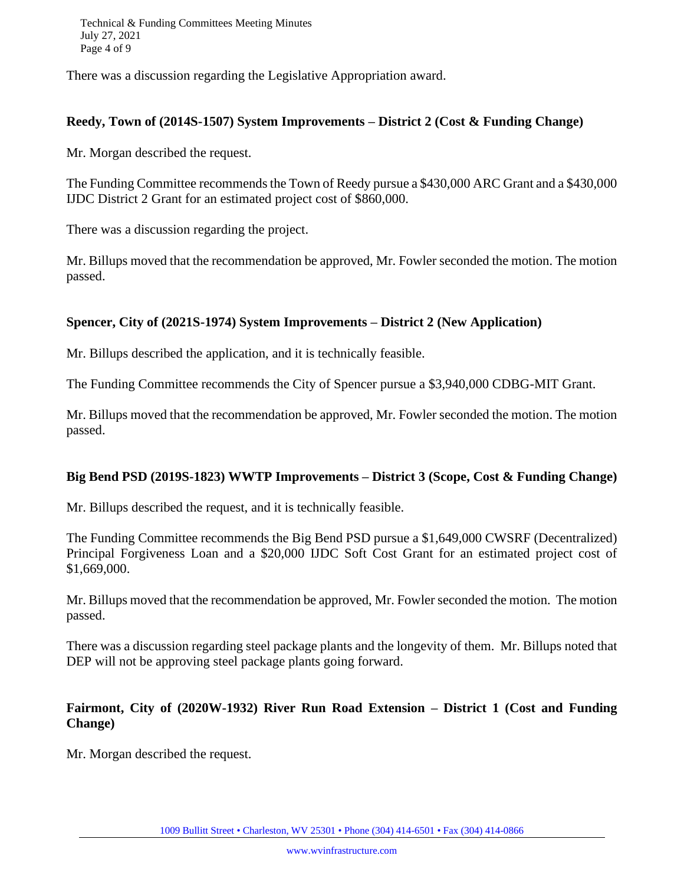There was a discussion regarding the Legislative Appropriation award.

**Reedy, Town of (2014S-1507) System Improvements – District 2 (Cost & Funding Change)**

Mr. Morgan described the request.

The Funding Committee recommends the Town of Reedy pursue a $430,000 ARC Grant and a $430,000 IJDC District 2 Grant for an estimated project cost of $860,000.

There was a discussion regarding the project.

Mr. Billups moved that the recommendation be approved, Mr. Fowler seconded the motion. The motion passed.

**Spencer, City of (2021S-1974) System Improvements – District 2 (New Application)**

Mr. Billups described the application, and it is technically feasible.

The Funding Committee recommends the City of Spencer pursue a $3,940,000 CDBG-MIT Grant.

Mr. Billups moved that the recommendation be approved, Mr. Fowler seconded the motion. The motion passed.

**Big Bend PSD (2019S-1823) WWTP Improvements – District 3 (Scope, Cost & Funding Change)**

Mr. Billups described the request, and it is technically feasible.

The Funding Committee recommends the Big Bend PSD pursue a $1,649,000 CWSRF (Decentralized) Principal Forgiveness Loan and a $20,000 IJDC Soft Cost Grant for an estimated project cost of $1,669,000.

Mr. Billups moved that the recommendation be approved, Mr. Fowler seconded the motion. The motion passed.

There was a discussion regarding steel package plants and the longevity of them. Mr. Billups noted that DEP will not be approving steel package plants going forward.

**Fairmont, City of (2020W-1932) River Run Road Extension – District 1 (Cost and Funding Change)**

Mr. Morgan described the request.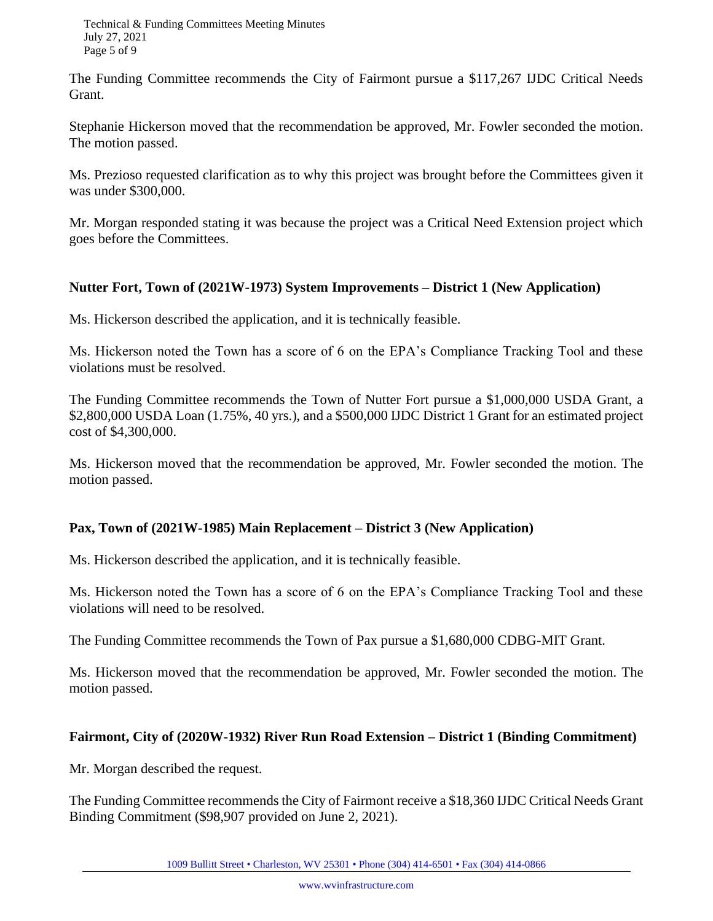The Funding Committee recommends the City of Fairmont pursue a $117,267 IJDC Critical Needs Grant.

Stephanie Hickerson moved that the recommendation be approved, Mr. Fowler seconded the motion. The motion passed.

Ms. Prezioso requested clarification as to why this project was brought before the Committees given it was under $300,000.

Mr. Morgan responded stating it was because the project was a Critical Need Extension project which goes before the Committees.

**Nutter Fort, Town of (2021W-1973) System Improvements – District 1 (New Application)**

Ms. Hickerson described the application, and it is technically feasible.

Ms. Hickerson noted the Town has a score of 6 on the EPA's Compliance Tracking Tool and these violations must be resolved.

The Funding Committee recommends the Town of Nutter Fort pursue a $1,000,000 USDA Grant, a $2,800,000 USDA Loan (1.75%, 40 yrs.), and a $500,000 IJDC District 1 Grant for an estimated project cost of $4,300,000.

Ms. Hickerson moved that the recommendation be approved, Mr. Fowler seconded the motion. The motion passed.

**Pax, Town of (2021W-1985) Main Replacement – District 3 (New Application)**

Ms. Hickerson described the application, and it is technically feasible.

Ms. Hickerson noted the Town has a score of 6 on the EPA's Compliance Tracking Tool and these violations will need to be resolved.

The Funding Committee recommends the Town of Pax pursue a $1,680,000 CDBG-MIT Grant.

Ms. Hickerson moved that the recommendation be approved, Mr. Fowler seconded the motion. The motion passed.

**Fairmont, City of (2020W-1932) River Run Road Extension – District 1 (Binding Commitment)**

Mr. Morgan described the request.

The Funding Committee recommends the City of Fairmont receive a $18,360 IJDC Critical Needs Grant Binding Commitment ($98,907 provided on June 2, 2021).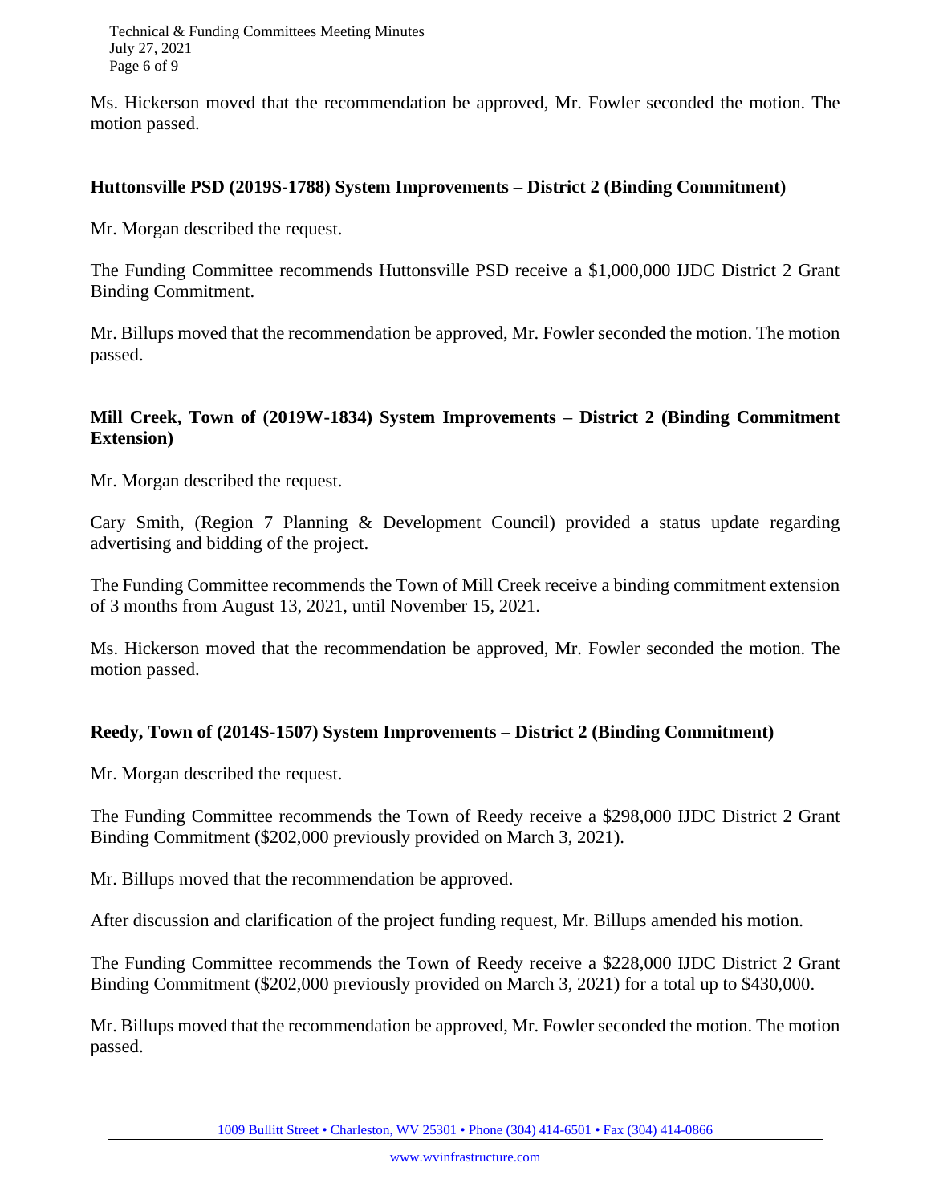Ms. Hickerson moved that the recommendation be approved, Mr. Fowler seconded the motion. The motion passed.

**Huttonsville PSD (2019S-1788) System Improvements – District 2 (Binding Commitment)**

Mr. Morgan described the request.

The Funding Committee recommends Huttonsville PSD receive a $1,000,000 IJDC District 2 Grant Binding Commitment.

Mr. Billups moved that the recommendation be approved, Mr. Fowler seconded the motion. The motion passed.

**Mill Creek, Town of (2019W-1834) System Improvements – District 2 (Binding Commitment Extension)**

Mr. Morgan described the request.

Cary Smith, (Region 7 Planning & Development Council) provided a status update regarding advertising and bidding of the project.

The Funding Committee recommends the Town of Mill Creek receive a binding commitment extension of 3 months from August 13, 2021, until November 15, 2021.

Ms. Hickerson moved that the recommendation be approved, Mr. Fowler seconded the motion. The motion passed.

**Reedy, Town of (2014S-1507) System Improvements – District 2 (Binding Commitment)**

Mr. Morgan described the request.

The Funding Committee recommends the Town of Reedy receive a $298,000 IJDC District 2 Grant Binding Commitment ($202,000 previously provided on March 3, 2021).

Mr. Billups moved that the recommendation be approved.

After discussion and clarification of the project funding request, Mr. Billups amended his motion.

The Funding Committee recommends the Town of Reedy receive a $228,000 IJDC District 2 Grant Binding Commitment ($202,000 previously provided on March 3, 2021) for a total up to $430,000.

Mr. Billups moved that the recommendation be approved, Mr. Fowler seconded the motion. The motion passed.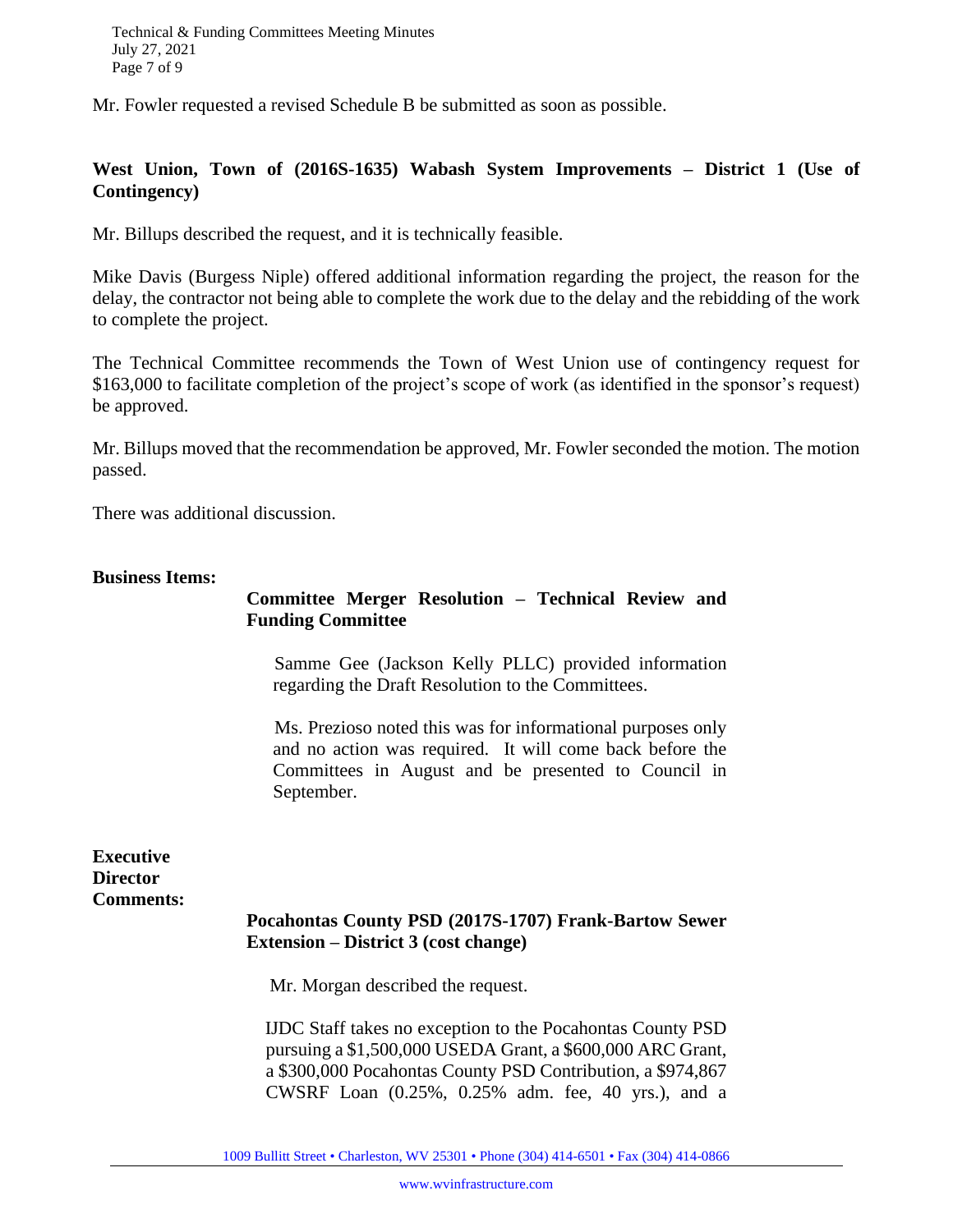Mr. Fowler requested a revised Schedule B be submitted as soon as possible.

**West Union, Town of (2016S-1635) Wabash System Improvements – District 1 (Use of Contingency)**

Mr. Billups described the request, and it is technically feasible.

Mike Davis (Burgess Niple) offered additional information regarding the project, the reason for the delay, the contractor not being able to complete the work due to the delay and the rebidding of the work to complete the project.

The Technical Committee recommends the Town of West Union use of contingency request for $163,000 to facilitate completion of the project's scope of work (as identified in the sponsor's request) be approved.

Mr. Billups moved that the recommendation be approved, Mr. Fowler seconded the motion. The motion passed.

There was additional discussion.

**Business Items:**

**Committee Merger Resolution – Technical Review and Funding Committee**

Samme Gee (Jackson Kelly PLLC) provided information regarding the Draft Resolution to the Committees.

Ms. Prezioso noted this was for informational purposes only and no action was required. It will come back before the Committees in August and be presented to Council in September.

**Executive Director Comments:**

**Pocahontas County PSD (2017S-1707) Frank-Bartow Sewer Extension – District 3 (cost change)**

Mr. Morgan described the request.

IJDC Staff takes no exception to the Pocahontas County PSD pursuing a $1,500,000 USEDA Grant, a $600,000 ARC Grant, a $300,000 Pocahontas County PSD Contribution, a $974,867 CWSRF Loan (0.25%, 0.25% adm. fee, 40 yrs.), and a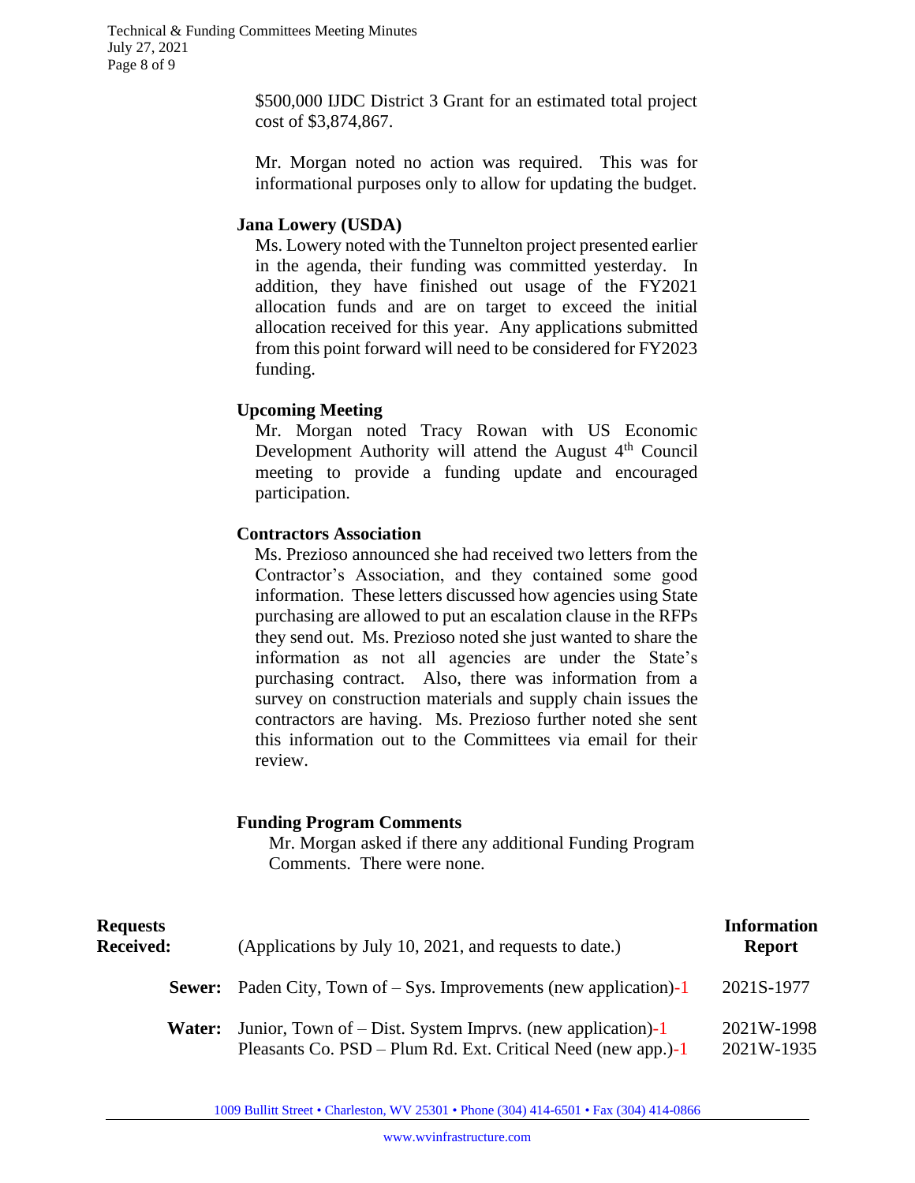$500,000 IJDC District 3 Grant for an estimated total project cost of $3,874,867.

Mr. Morgan noted no action was required. This was for informational purposes only to allow for updating the budget.

**Jana Lowery (USDA)**

Ms. Lowery noted with the Tunnelton project presented earlier in the agenda, their funding was committed yesterday. In addition, they have finished out usage of the FY2021 allocation funds and are on target to exceed the initial allocation received for this year. Any applications submitted from this point forward will need to be considered for FY2023 funding.

**Upcoming Meeting**

Mr. Morgan noted Tracy Rowan with US Economic Development Authority will attend the August 4th Council meeting to provide a funding update and encouraged participation.

**Contractors Association**

Ms. Prezioso announced she had received two letters from the Contractor's Association, and they contained some good information. These letters discussed how agencies using State purchasing are allowed to put an escalation clause in the RFPs they send out. Ms. Prezioso noted she just wanted to share the information as not all agencies are under the State's purchasing contract. Also, there was information from a survey on construction materials and supply chain issues the contractors are having. Ms. Prezioso further noted she sent this information out to the Committees via email for their review.

**Funding Program Comments**

Mr. Morgan asked if there any additional Funding Program Comments. There were none.

| **Requests Received:** | (Applications by July 10, 2021, and requests to date.) | **Information Report** |
|---|---|---|
| **Sewer:** | Paden City, Town of – Sys. Improvements (new application)-1 | 2021S-1977 |
| **Water:** | Junior, Town of – Dist. System Imprvs. (new application)-1 | 2021W-1998 |
| | Pleasants Co. PSD – Plum Rd. Ext. Critical Need (new app.)-1 | 2021W-1935 |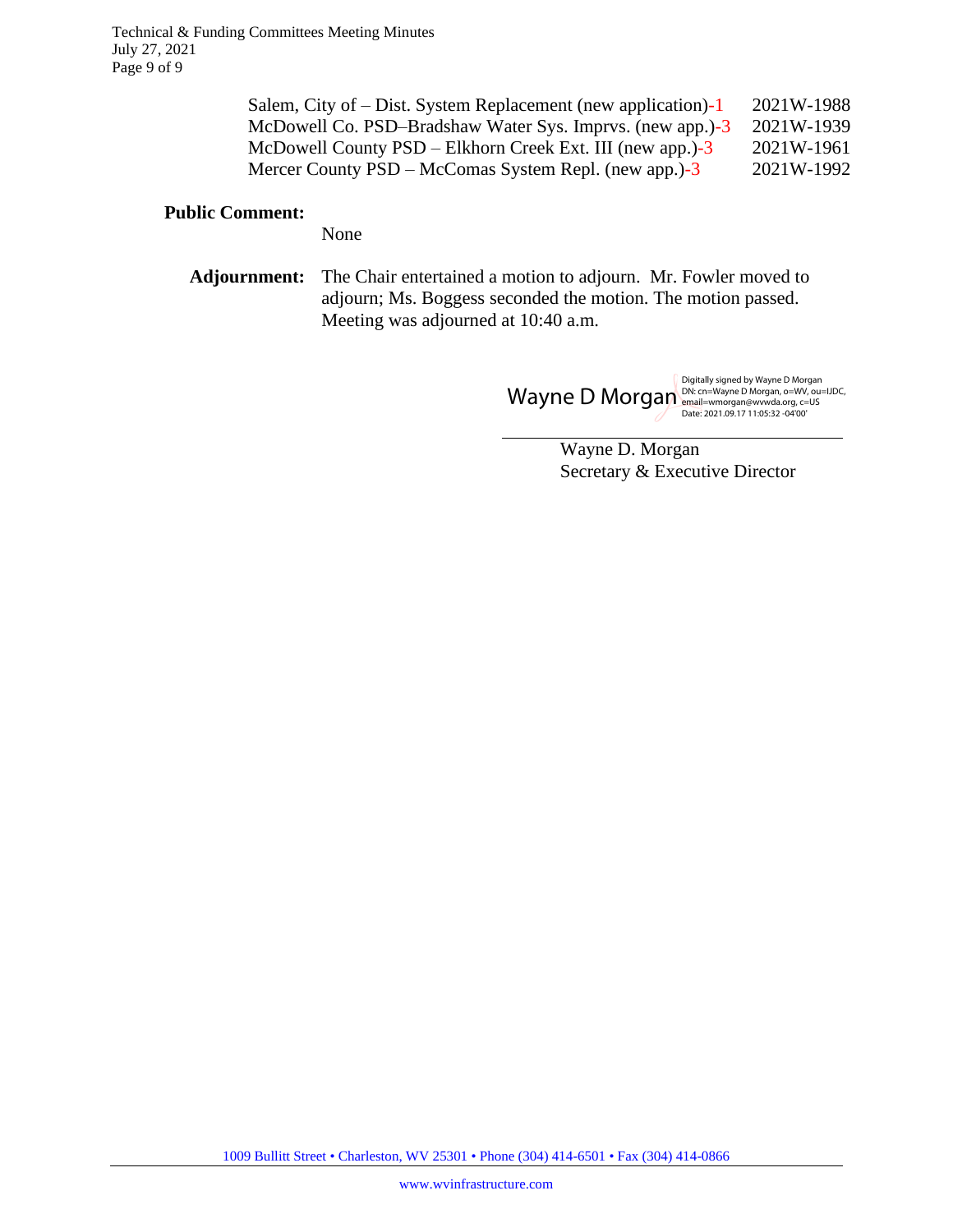| | |
|---|---|
| Salem, City of – Dist. System Replacement (new application)-1 | 2021W-1988 |
| McDowell Co. PSD–Bradshaw Water Sys. Imprvs. (new app.)-3 | 2021W-1939 |
| McDowell County PSD – Elkhorn Creek Ext. III (new app.)-3 | 2021W-1961 |
| Mercer County PSD – McComas System Repl. (new app.)-3 | 2021W-1992 |

**Public Comment:**

None

**Adjournment:** The Chair entertained a motion to adjourn. Mr. Fowler moved to adjourn; Ms. Boggess seconded the motion. The motion passed. Meeting was adjourned at 10:40 a.m.

Wayne D Morgan
Digitally signed by Wayne D Morgan
DN: cn=Wayne D Morgan, o=WV, ou=IJDC, email=wmorgan@wvwda.org, c=US
Date: 2021.09.17 11:05:32 -04'00'

Wayne D. Morgan
Secretary & Executive Director

1009 Bullitt Street • Charleston, WV 25301 • Phone (304) 414-6501 • Fax (304) 414-0866

www.wvinfrastructure.com